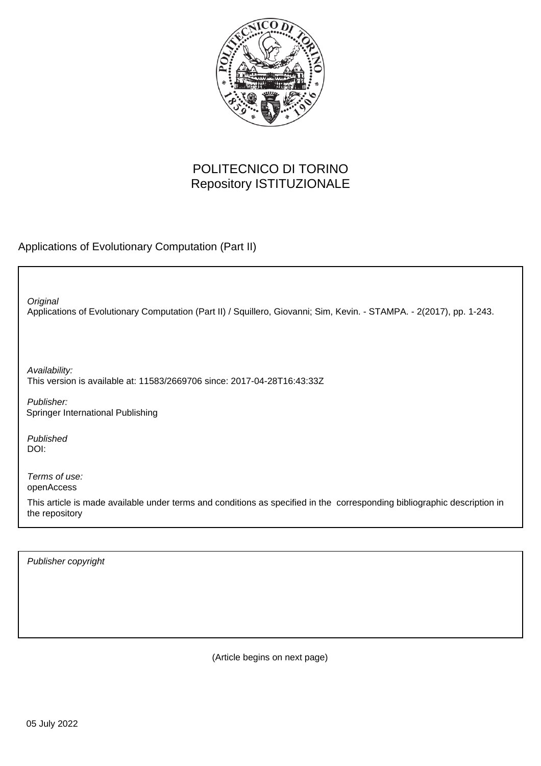POLITECNICO DI TORINO
Repository ISTITUZIONALE

Applications of Evolutionary Computation (Part II)

*Original*
Applications of Evolutionary Computation (Part II) / Squillero, Giovanni; Sim, Kevin. - STAMPA. - 2(2017), pp. 1-243.

*Availability:*
This version is available at: 11583/2669706 since: 2017-04-28T16:43:33Z

*Publisher:*
Springer International Publishing

*Published*
DOI:

*Terms of use:*
openAccess

This article is made available under terms and conditions as specified in the corresponding bibliographic description in the repository

*Publisher copyright*

(Article begins on next page)

05 July 2022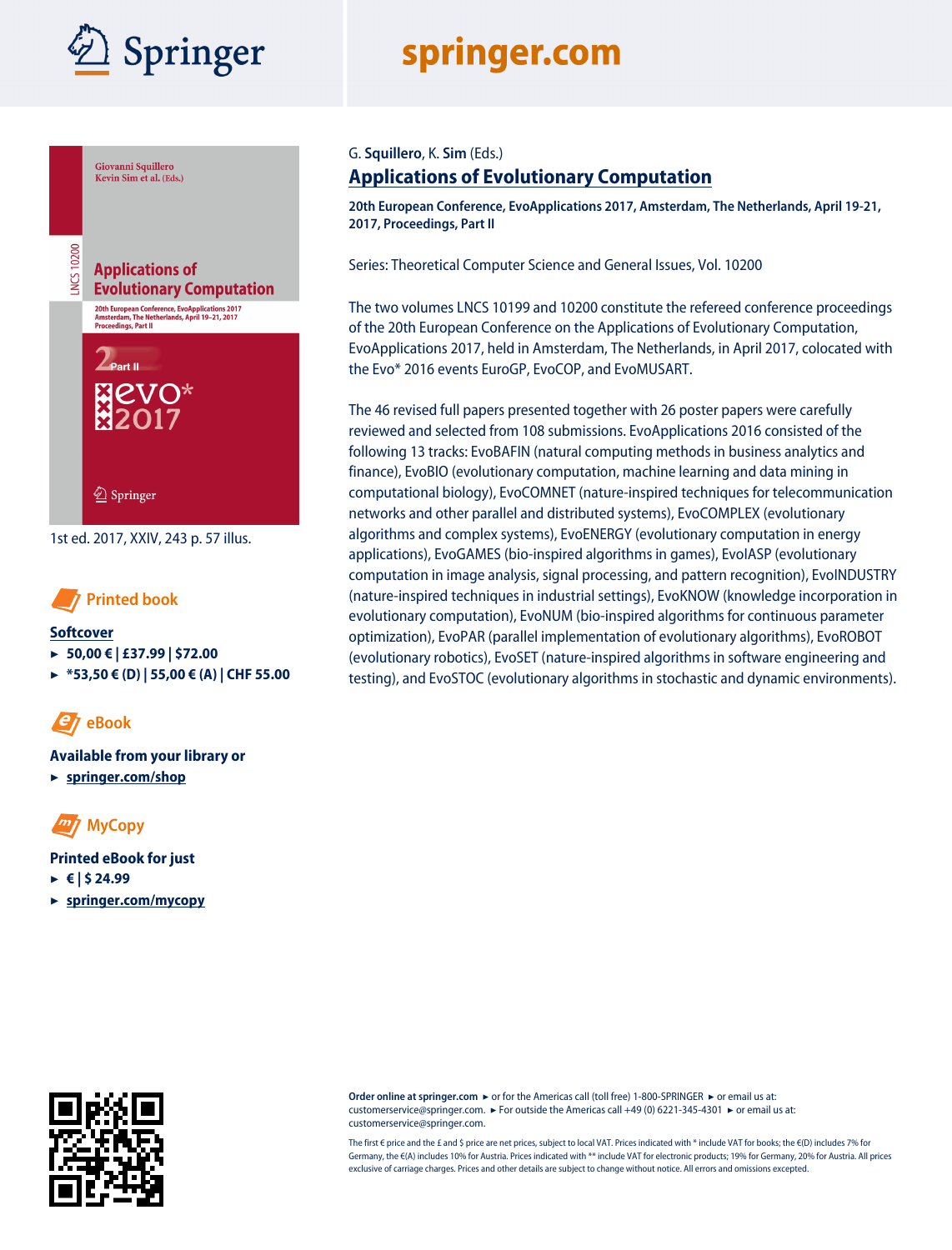Springer

**springer.com**

G. **Squillero**, K. **Sim** (Eds.)

## Applications of Evolutionary Computation

**20th European Conference, EvoApplications 2017, Amsterdam, The Netherlands, April 19-21, 2017, Proceedings, Part II**

Series: Theoretical Computer Science and General Issues, Vol. 10200

The two volumes LNCS 10199 and 10200 constitute the refereed conference proceedings of the 20th European Conference on the Applications of Evolutionary Computation, EvoApplications 2017, held in Amsterdam, The Netherlands, in April 2017, colocated with the Evo* 2016 events EuroGP, EvoCOP, and EvoMUSART.

The 46 revised full papers presented together with 26 poster papers were carefully reviewed and selected from 108 submissions. EvoApplications 2016 consisted of the following 13 tracks: EvoBAFIN (natural computing methods in business analytics and finance), EvoBIO (evolutionary computation, machine learning and data mining in computational biology), EvoCOMNET (nature-inspired techniques for telecommunication networks and other parallel and distributed systems), EvoCOMPLEX (evolutionary algorithms and complex systems), EvoENERGY (evolutionary computation in energy applications), EvoGAMES (bio-inspired algorithms in games), EvoIASP (evolutionary computation in image analysis, signal processing, and pattern recognition), EvoINDUSTRY (nature-inspired techniques in industrial settings), EvoKNOW (knowledge incorporation in evolutionary computation), EvoNUM (bio-inspired algorithms for continuous parameter optimization), EvoPAR (parallel implementation of evolutionary algorithms), EvoROBOT (evolutionary robotics), EvoSET (nature-inspired algorithms in software engineering and testing), and EvoSTOC (evolutionary algorithms in stochastic and dynamic environments).

1st ed. 2017, XXIV, 243 p. 57 illus.

### Printed book

**Softcover**

- **50,00 € | £37.99 | $72.00**
- ***53,50 € (D) | 55,00 € (A) | CHF 55.00**

### eBook

**Available from your library or**

- **springer.com/shop**

### MyCopy

**Printed eBook for just**

- **€ | $ 24.99**
- **springer.com/mycopy**

**Order online at springer.com** ► or for the Americas call (toll free) 1-800-SPRINGER ► or email us at: customerservice@springer.com. ► For outside the Americas call +49 (0) 6221-345-4301 ► or email us at: customerservice@springer.com.

The first € price and the £ and $ price are net prices, subject to local VAT. Prices indicated with * include VAT for books; the €(D) includes 7% for Germany, the €(A) includes 10% for Austria. Prices indicated with ** include VAT for electronic products; 19% for Germany, 20% for Austria. All prices exclusive of carriage charges. Prices and other details are subject to change without notice. All errors and omissions excepted.